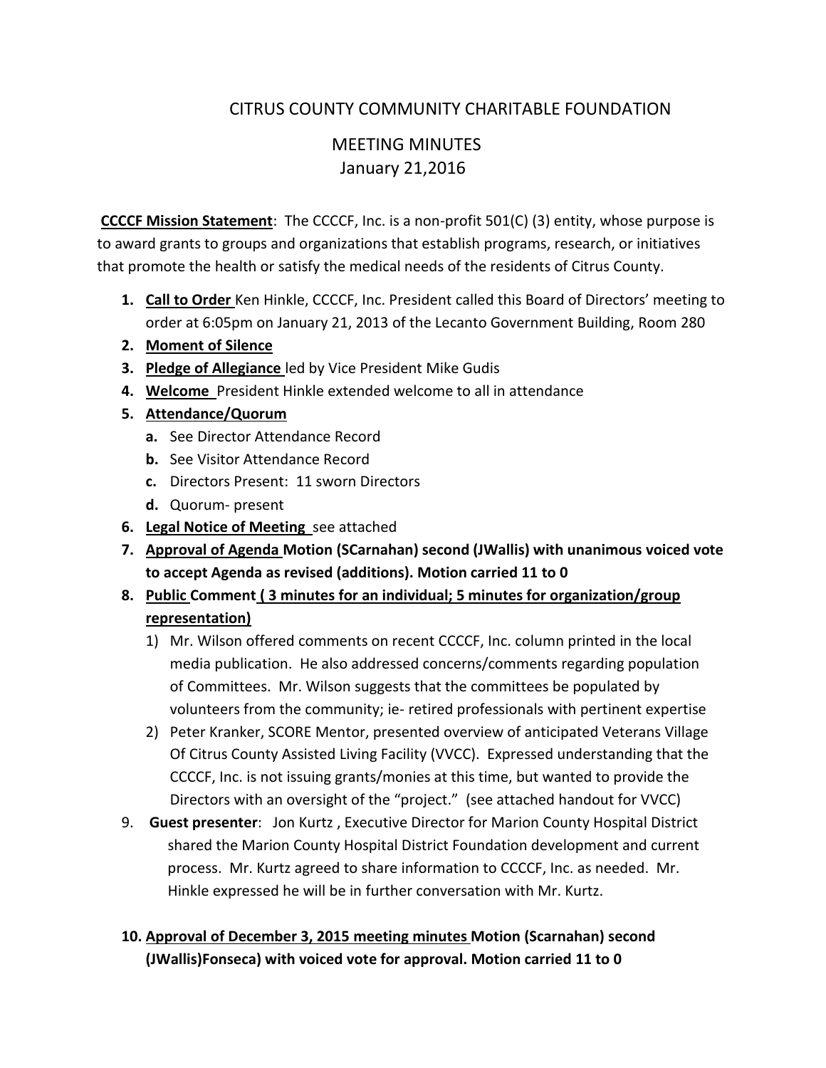# CITRUS COUNTY COMMUNITY CHARITABLE FOUNDATION

## MEETING MINUTES
## January 21,2016

**CCCCF Mission Statement**: The CCCCF, Inc. is a non-profit 501(C) (3) entity, whose purpose is to award grants to groups and organizations that establish programs, research, or initiatives that promote the health or satisfy the medical needs of the residents of Citrus County.

1. **Call to Order** Ken Hinkle, CCCCF, Inc. President called this Board of Directors' meeting to order at 6:05pm on January 21, 2013 of the Lecanto Government Building, Room 280
2. **Moment of Silence**
3. **Pledge of Allegiance** led by Vice President Mike Gudis
4. **Welcome** President Hinkle extended welcome to all in attendance
5. **Attendance/Quorum**
   a. See Director Attendance Record
   b. See Visitor Attendance Record
   c. Directors Present: 11 sworn Directors
   d. Quorum- present
6. **Legal Notice of Meeting** see attached
7. **Approval of Agenda Motion (SCarnahan) second (JWallis) with unanimous voiced vote to accept Agenda as revised (additions). Motion carried 11 to 0**
8. **Public Comment ( 3 minutes for an individual; 5 minutes for organization/group representation)**
   1) Mr. Wilson offered comments on recent CCCCF, Inc. column printed in the local media publication. He also addressed concerns/comments regarding population of Committees. Mr. Wilson suggests that the committees be populated by volunteers from the community; ie- retired professionals with pertinent expertise
   2) Peter Kranker, SCORE Mentor, presented overview of anticipated Veterans Village Of Citrus County Assisted Living Facility (VVCC). Expressed understanding that the CCCCF, Inc. is not issuing grants/monies at this time, but wanted to provide the Directors with an oversight of the "project." (see attached handout for VVCC)
9. **Guest presenter**: Jon Kurtz , Executive Director for Marion County Hospital District shared the Marion County Hospital District Foundation development and current process. Mr. Kurtz agreed to share information to CCCCF, Inc. as needed. Mr. Hinkle expressed he will be in further conversation with Mr. Kurtz.
10. **Approval of December 3, 2015 meeting minutes Motion (Scarnahan) second (JWallis)Fonseca) with voiced vote for approval. Motion carried 11 to 0**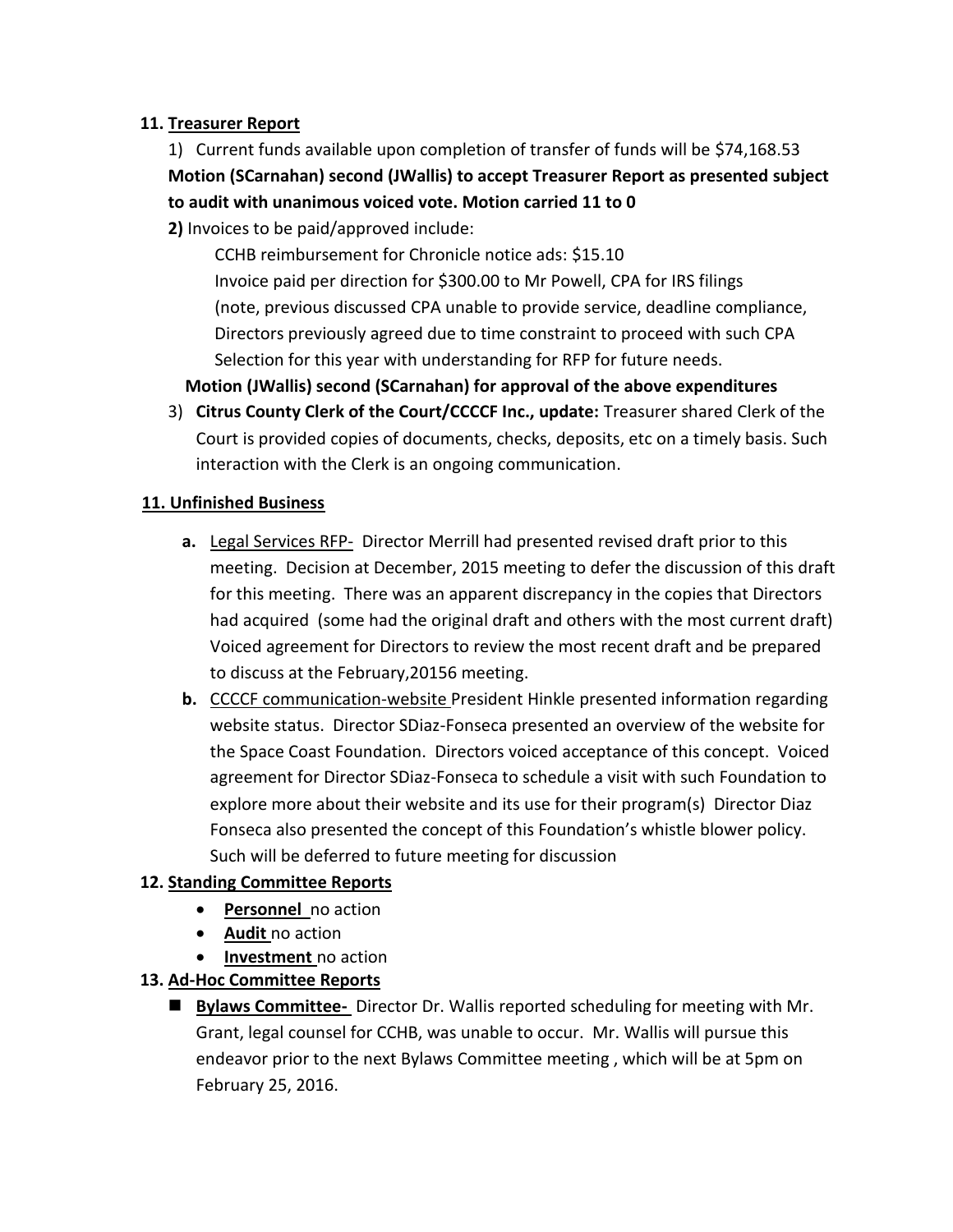**11. <u>Treasurer Report</u>**

1) Current funds available upon completion of transfer of funds will be $74,168.53

**Motion (SCarnahan) second (JWallis) to accept Treasurer Report as presented subject to audit with unanimous voiced vote. Motion carried 11 to 0**

**2)** Invoices to be paid/approved include:

CCHB reimbursement for Chronicle notice ads: $15.10

Invoice paid per direction for $300.00 to Mr Powell, CPA for IRS filings (note, previous discussed CPA unable to provide service, deadline compliance, Directors previously agreed due to time constraint to proceed with such CPA Selection for this year with understanding for RFP for future needs.

**Motion (JWallis) second (SCarnahan) for approval of the above expenditures**

3) **Citrus County Clerk of the Court/CCCCF Inc., update:** Treasurer shared Clerk of the Court is provided copies of documents, checks, deposits, etc on a timely basis. Such interaction with the Clerk is an ongoing communication.

**11. <u>Unfinished Business</u>**

**a.** <u>Legal Services RFP-</u> Director Merrill had presented revised draft prior to this meeting. Decision at December, 2015 meeting to defer the discussion of this draft for this meeting. There was an apparent discrepancy in the copies that Directors had acquired (some had the original draft and others with the most current draft) Voiced agreement for Directors to review the most recent draft and be prepared to discuss at the February,20156 meeting.

**b.** <u>CCCCF communication-website</u> President Hinkle presented information regarding website status. Director SDiaz-Fonseca presented an overview of the website for the Space Coast Foundation. Directors voiced acceptance of this concept. Voiced agreement for Director SDiaz-Fonseca to schedule a visit with such Foundation to explore more about their website and its use for their program(s) Director Diaz Fonseca also presented the concept of this Foundation's whistle blower policy. Such will be deferred to future meeting for discussion

**12. <u>Standing Committee Reports</u>**

- **<u>Personnel</u>** no action
- **<u>Audit</u>** no action
- **<u>Investment</u>** no action

**13. <u>Ad-Hoc Committee Reports</u>**

- **<u>Bylaws Committee-</u>** Director Dr. Wallis reported scheduling for meeting with Mr. Grant, legal counsel for CCHB, was unable to occur. Mr. Wallis will pursue this endeavor prior to the next Bylaws Committee meeting , which will be at 5pm on February 25, 2016.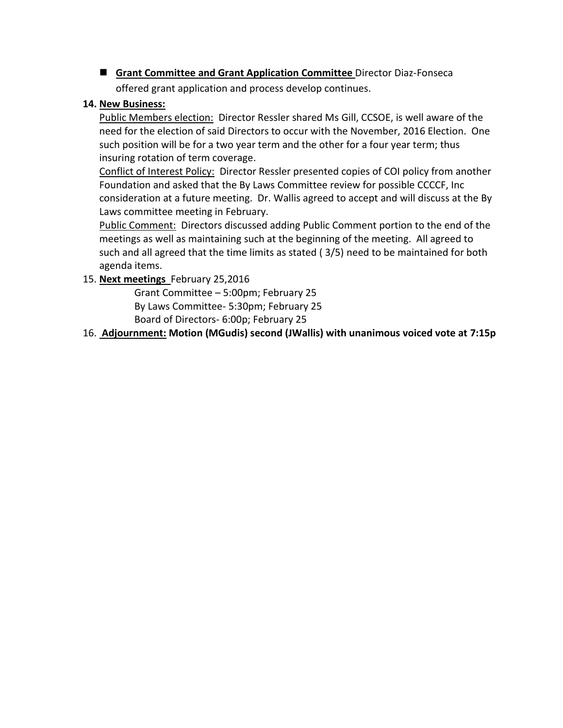- **<u>Grant Committee and Grant Application Committee</u>** Director Diaz-Fonseca offered grant application and process develop continues.

**14. <u>New Business:</u>**

<u>Public Members election:</u> Director Ressler shared Ms Gill, CCSOE, is well aware of the need for the election of said Directors to occur with the November, 2016 Election. One such position will be for a two year term and the other for a four year term; thus insuring rotation of term coverage.

<u>Conflict of Interest Policy:</u> Director Ressler presented copies of COI policy from another Foundation and asked that the By Laws Committee review for possible CCCCF, Inc consideration at a future meeting. Dr. Wallis agreed to accept and will discuss at the By Laws committee meeting in February.

<u>Public Comment:</u> Directors discussed adding Public Comment portion to the end of the meetings as well as maintaining such at the beginning of the meeting. All agreed to such and all agreed that the time limits as stated ( 3/5) need to be maintained for both agenda items.

15. **<u>Next meetings</u>** February 25,2016

Grant Committee – 5:00pm; February 25
By Laws Committee- 5:30pm; February 25
Board of Directors- 6:00p; February 25

16. **<u>Adjournment:</u> Motion (MGudis) second (JWallis) with unanimous voiced vote at 7:15p**